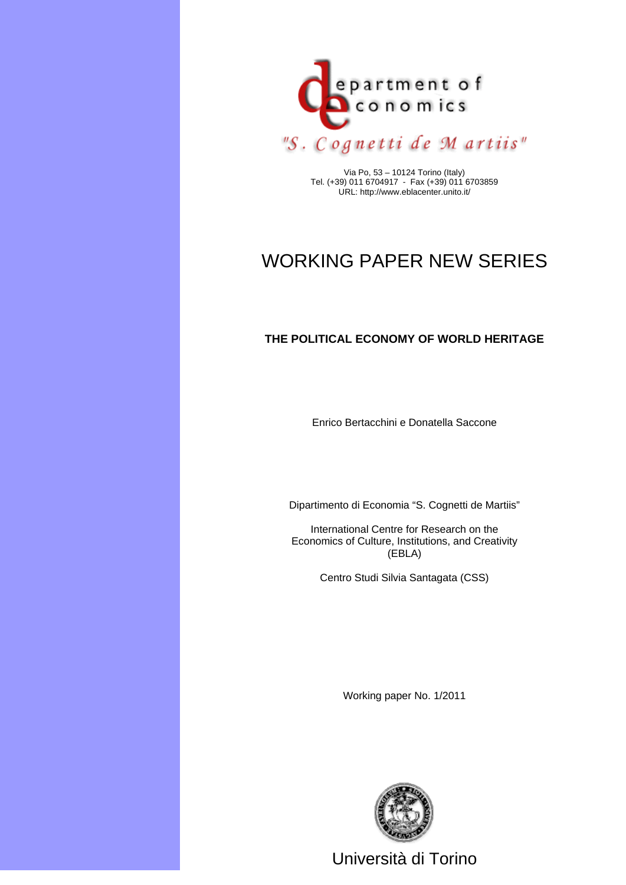department of economics

"S. Cognetti de Martiis"

Via Po, 53 – 10124 Torino (Italy)
Tel. (+39) 011 6704917 - Fax (+39) 011 6703859
URL: http://www.eblacenter.unito.it/

# WORKING PAPER NEW SERIES

**THE POLITICAL ECONOMY OF WORLD HERITAGE**

Enrico Bertacchini e Donatella Saccone

Dipartimento di Economia "S. Cognetti de Martiis"

International Centre for Research on the Economics of Culture, Institutions, and Creativity (EBLA)

Centro Studi Silvia Santagata (CSS)

Working paper No. 1/2011

Università di Torino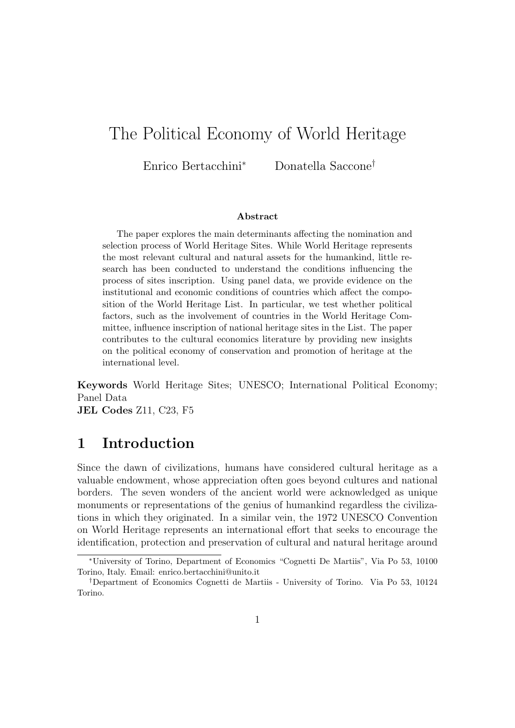# The Political Economy of World Heritage

Enrico Bertacchini[*] Donatella Saccone[†]

**Abstract**

The paper explores the main determinants affecting the nomination and selection process of World Heritage Sites. While World Heritage represents the most relevant cultural and natural assets for the humankind, little research has been conducted to understand the conditions influencing the process of sites inscription. Using panel data, we provide evidence on the institutional and economic conditions of countries which affect the composition of the World Heritage List. In particular, we test whether political factors, such as the involvement of countries in the World Heritage Committee, influence inscription of national heritage sites in the List. The paper contributes to the cultural economics literature by providing new insights on the political economy of conservation and promotion of heritage at the international level.

**Keywords** World Heritage Sites; UNESCO; International Political Economy; Panel Data
**JEL Codes** Z11, C23, F5

## 1 Introduction

Since the dawn of civilizations, humans have considered cultural heritage as a valuable endowment, whose appreciation often goes beyond cultures and national borders. The seven wonders of the ancient world were acknowledged as unique monuments or representations of the genius of humankind regardless the civilizations in which they originated. In a similar vein, the 1972 UNESCO Convention on World Heritage represents an international effort that seeks to encourage the identification, protection and preservation of cultural and natural heritage around

---

[*] University of Torino, Department of Economics "Cognetti De Martiis", Via Po 53, 10100 Torino, Italy. Email: enrico.bertacchini@unito.it

[†] Department of Economics Cognetti de Martiis - University of Torino. Via Po 53, 10124 Torino.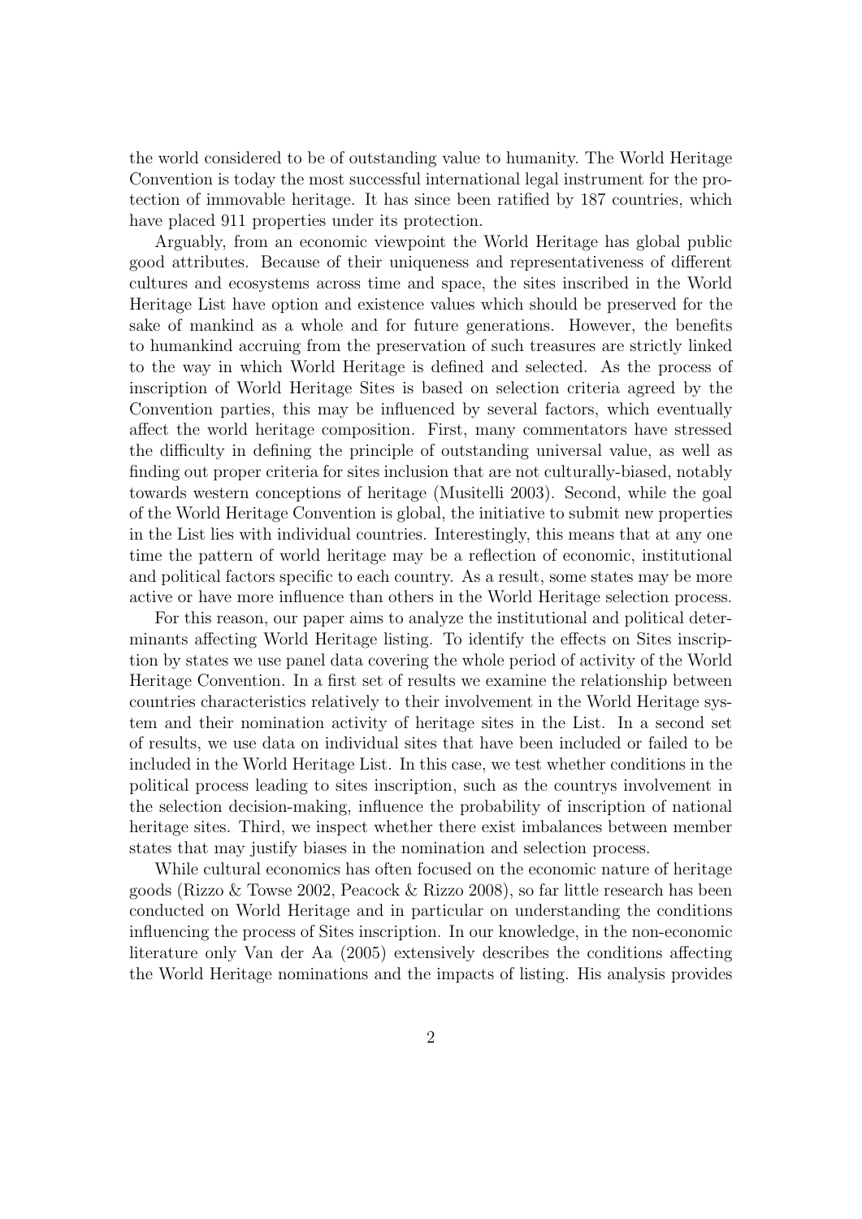the world considered to be of outstanding value to humanity. The World Heritage Convention is today the most successful international legal instrument for the protection of immovable heritage. It has since been ratified by 187 countries, which have placed 911 properties under its protection.

Arguably, from an economic viewpoint the World Heritage has global public good attributes. Because of their uniqueness and representativeness of different cultures and ecosystems across time and space, the sites inscribed in the World Heritage List have option and existence values which should be preserved for the sake of mankind as a whole and for future generations. However, the benefits to humankind accruing from the preservation of such treasures are strictly linked to the way in which World Heritage is defined and selected. As the process of inscription of World Heritage Sites is based on selection criteria agreed by the Convention parties, this may be influenced by several factors, which eventually affect the world heritage composition. First, many commentators have stressed the difficulty in defining the principle of outstanding universal value, as well as finding out proper criteria for sites inclusion that are not culturally-biased, notably towards western conceptions of heritage (Musitelli 2003). Second, while the goal of the World Heritage Convention is global, the initiative to submit new properties in the List lies with individual countries. Interestingly, this means that at any one time the pattern of world heritage may be a reflection of economic, institutional and political factors specific to each country. As a result, some states may be more active or have more influence than others in the World Heritage selection process.

For this reason, our paper aims to analyze the institutional and political determinants affecting World Heritage listing. To identify the effects on Sites inscription by states we use panel data covering the whole period of activity of the World Heritage Convention. In a first set of results we examine the relationship between countries characteristics relatively to their involvement in the World Heritage system and their nomination activity of heritage sites in the List. In a second set of results, we use data on individual sites that have been included or failed to be included in the World Heritage List. In this case, we test whether conditions in the political process leading to sites inscription, such as the countrys involvement in the selection decision-making, influence the probability of inscription of national heritage sites. Third, we inspect whether there exist imbalances between member states that may justify biases in the nomination and selection process.

While cultural economics has often focused on the economic nature of heritage goods (Rizzo & Towse 2002, Peacock & Rizzo 2008), so far little research has been conducted on World Heritage and in particular on understanding the conditions influencing the process of Sites inscription. In our knowledge, in the non-economic literature only Van der Aa (2005) extensively describes the conditions affecting the World Heritage nominations and the impacts of listing. His analysis provides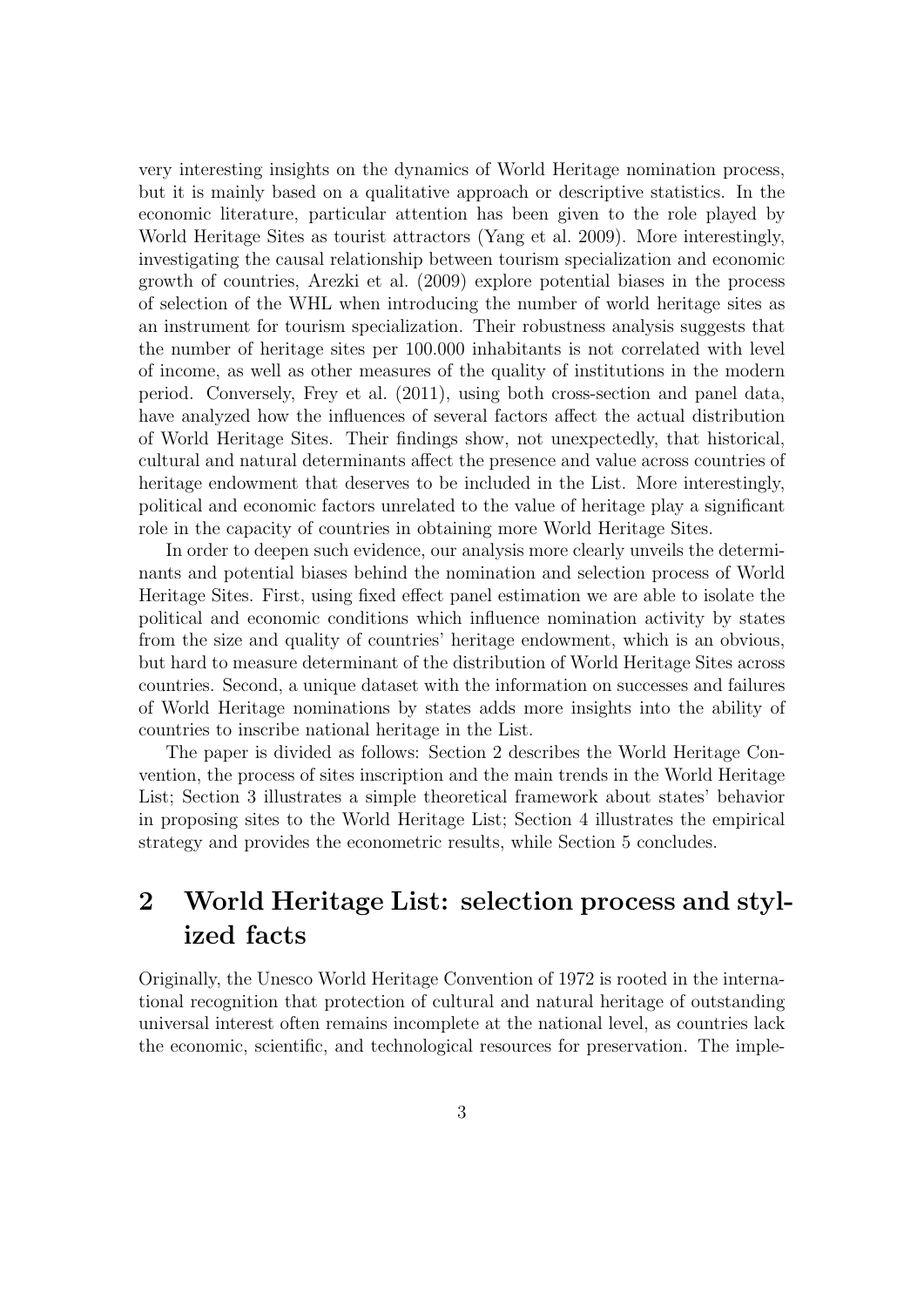very interesting insights on the dynamics of World Heritage nomination process, but it is mainly based on a qualitative approach or descriptive statistics. In the economic literature, particular attention has been given to the role played by World Heritage Sites as tourist attractors (Yang et al. 2009). More interestingly, investigating the causal relationship between tourism specialization and economic growth of countries, Arezki et al. (2009) explore potential biases in the process of selection of the WHL when introducing the number of world heritage sites as an instrument for tourism specialization. Their robustness analysis suggests that the number of heritage sites per 100.000 inhabitants is not correlated with level of income, as well as other measures of the quality of institutions in the modern period. Conversely, Frey et al. (2011), using both cross-section and panel data, have analyzed how the influences of several factors affect the actual distribution of World Heritage Sites. Their findings show, not unexpectedly, that historical, cultural and natural determinants affect the presence and value across countries of heritage endowment that deserves to be included in the List. More interestingly, political and economic factors unrelated to the value of heritage play a significant role in the capacity of countries in obtaining more World Heritage Sites.

In order to deepen such evidence, our analysis more clearly unveils the determinants and potential biases behind the nomination and selection process of World Heritage Sites. First, using fixed effect panel estimation we are able to isolate the political and economic conditions which influence nomination activity by states from the size and quality of countries' heritage endowment, which is an obvious, but hard to measure determinant of the distribution of World Heritage Sites across countries. Second, a unique dataset with the information on successes and failures of World Heritage nominations by states adds more insights into the ability of countries to inscribe national heritage in the List.

The paper is divided as follows: Section 2 describes the World Heritage Convention, the process of sites inscription and the main trends in the World Heritage List; Section 3 illustrates a simple theoretical framework about states' behavior in proposing sites to the World Heritage List; Section 4 illustrates the empirical strategy and provides the econometric results, while Section 5 concludes.

## 2 World Heritage List: selection process and stylized facts

Originally, the Unesco World Heritage Convention of 1972 is rooted in the international recognition that protection of cultural and natural heritage of outstanding universal interest often remains incomplete at the national level, as countries lack the economic, scientific, and technological resources for preservation. The imple-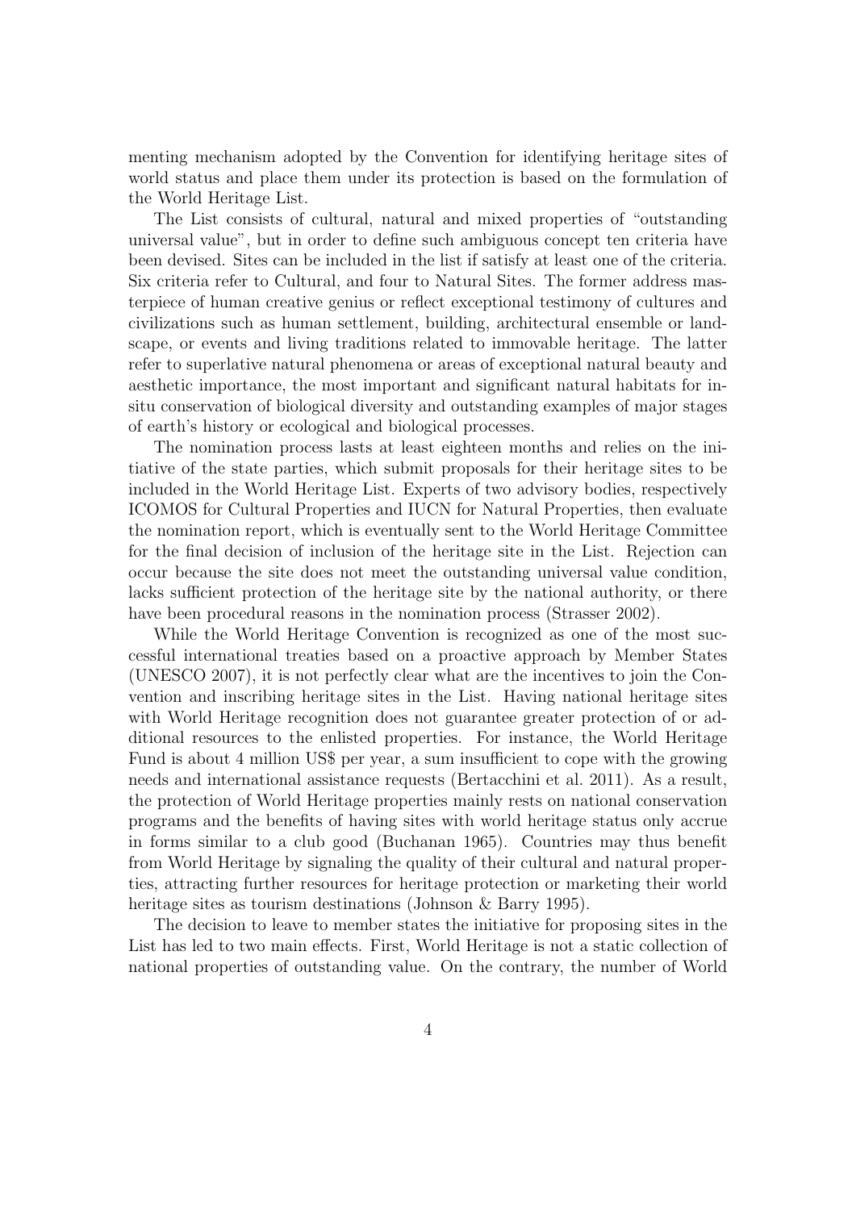menting mechanism adopted by the Convention for identifying heritage sites of world status and place them under its protection is based on the formulation of the World Heritage List.

The List consists of cultural, natural and mixed properties of "outstanding universal value", but in order to define such ambiguous concept ten criteria have been devised. Sites can be included in the list if satisfy at least one of the criteria. Six criteria refer to Cultural, and four to Natural Sites. The former address masterpiece of human creative genius or reflect exceptional testimony of cultures and civilizations such as human settlement, building, architectural ensemble or landscape, or events and living traditions related to immovable heritage. The latter refer to superlative natural phenomena or areas of exceptional natural beauty and aesthetic importance, the most important and significant natural habitats for in-situ conservation of biological diversity and outstanding examples of major stages of earth's history or ecological and biological processes.

The nomination process lasts at least eighteen months and relies on the initiative of the state parties, which submit proposals for their heritage sites to be included in the World Heritage List. Experts of two advisory bodies, respectively ICOMOS for Cultural Properties and IUCN for Natural Properties, then evaluate the nomination report, which is eventually sent to the World Heritage Committee for the final decision of inclusion of the heritage site in the List. Rejection can occur because the site does not meet the outstanding universal value condition, lacks sufficient protection of the heritage site by the national authority, or there have been procedural reasons in the nomination process (Strasser 2002).

While the World Heritage Convention is recognized as one of the most successful international treaties based on a proactive approach by Member States (UNESCO 2007), it is not perfectly clear what are the incentives to join the Convention and inscribing heritage sites in the List. Having national heritage sites with World Heritage recognition does not guarantee greater protection of or additional resources to the enlisted properties. For instance, the World Heritage Fund is about 4 million US$ per year, a sum insufficient to cope with the growing needs and international assistance requests (Bertacchini et al. 2011). As a result, the protection of World Heritage properties mainly rests on national conservation programs and the benefits of having sites with world heritage status only accrue in forms similar to a club good (Buchanan 1965). Countries may thus benefit from World Heritage by signaling the quality of their cultural and natural properties, attracting further resources for heritage protection or marketing their world heritage sites as tourism destinations (Johnson & Barry 1995).

The decision to leave to member states the initiative for proposing sites in the List has led to two main effects. First, World Heritage is not a static collection of national properties of outstanding value. On the contrary, the number of World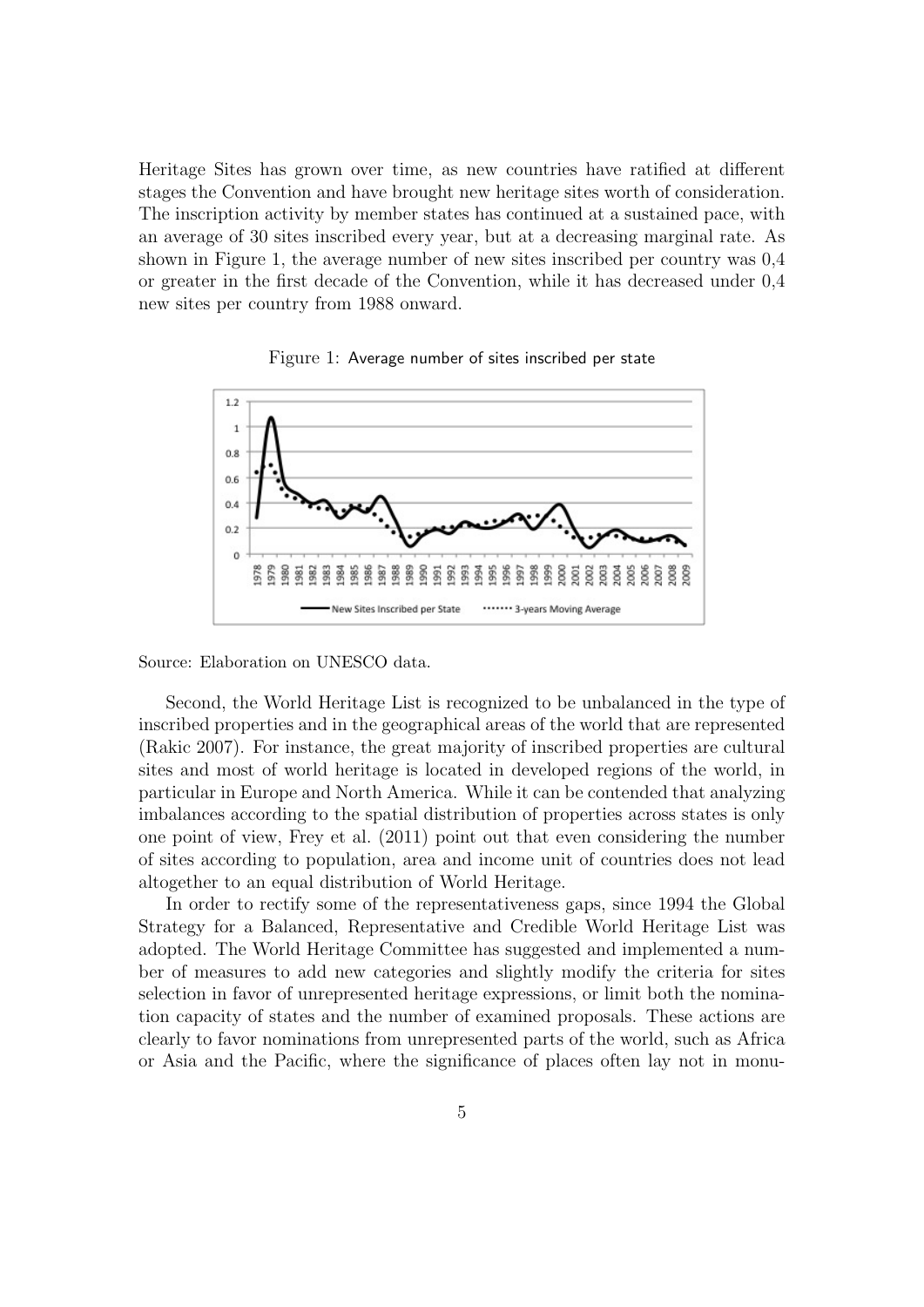Heritage Sites has grown over time, as new countries have ratified at different stages the Convention and have brought new heritage sites worth of consideration. The inscription activity by member states has continued at a sustained pace, with an average of 30 sites inscribed every year, but at a decreasing marginal rate. As shown in Figure 1, the average number of new sites inscribed per country was 0,4 or greater in the first decade of the Convention, while it has decreased under 0,4 new sites per country from 1988 onward.

Figure 1: Average number of sites inscribed per state

Source: Elaboration on UNESCO data.

Second, the World Heritage List is recognized to be unbalanced in the type of inscribed properties and in the geographical areas of the world that are represented (Rakic 2007). For instance, the great majority of inscribed properties are cultural sites and most of world heritage is located in developed regions of the world, in particular in Europe and North America. While it can be contended that analyzing imbalances according to the spatial distribution of properties across states is only one point of view, Frey et al. (2011) point out that even considering the number of sites according to population, area and income unit of countries does not lead altogether to an equal distribution of World Heritage.

In order to rectify some of the representativeness gaps, since 1994 the Global Strategy for a Balanced, Representative and Credible World Heritage List was adopted. The World Heritage Committee has suggested and implemented a number of measures to add new categories and slightly modify the criteria for sites selection in favor of unrepresented heritage expressions, or limit both the nomination capacity of states and the number of examined proposals. These actions are clearly to favor nominations from unrepresented parts of the world, such as Africa or Asia and the Pacific, where the significance of places often lay not in monu-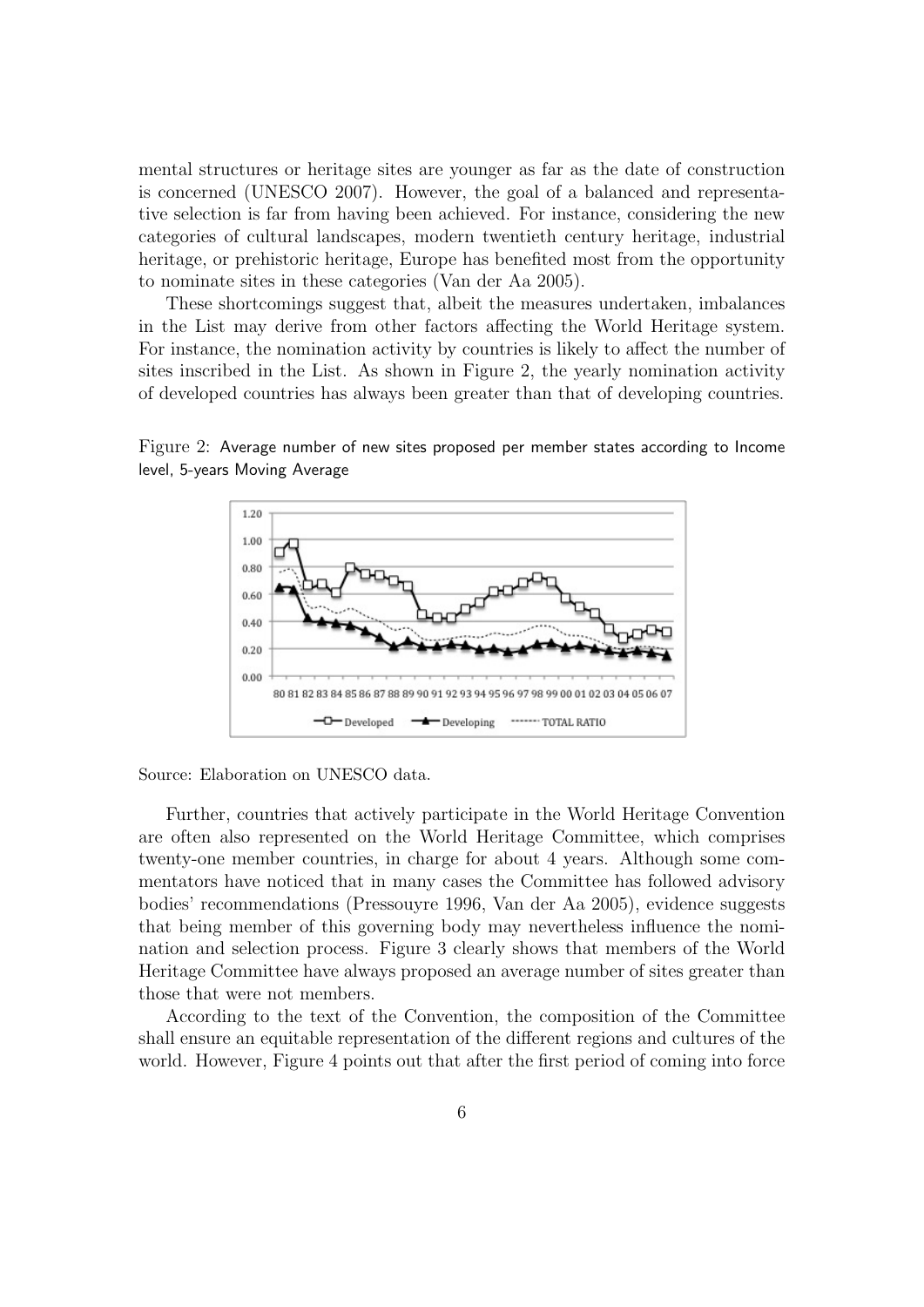mental structures or heritage sites are younger as far as the date of construction is concerned (UNESCO 2007). However, the goal of a balanced and representative selection is far from having been achieved. For instance, considering the new categories of cultural landscapes, modern twentieth century heritage, industrial heritage, or prehistoric heritage, Europe has benefited most from the opportunity to nominate sites in these categories (Van der Aa 2005).

These shortcomings suggest that, albeit the measures undertaken, imbalances in the List may derive from other factors affecting the World Heritage system. For instance, the nomination activity by countries is likely to affect the number of sites inscribed in the List. As shown in Figure 2, the yearly nomination activity of developed countries has always been greater than that of developing countries.

Figure 2: Average number of new sites proposed per member states according to Income level, 5-years Moving Average

Source: Elaboration on UNESCO data.

Further, countries that actively participate in the World Heritage Convention are often also represented on the World Heritage Committee, which comprises twenty-one member countries, in charge for about 4 years. Although some commentators have noticed that in many cases the Committee has followed advisory bodies' recommendations (Pressouyre 1996, Van der Aa 2005), evidence suggests that being member of this governing body may nevertheless influence the nomination and selection process. Figure 3 clearly shows that members of the World Heritage Committee have always proposed an average number of sites greater than those that were not members.

According to the text of the Convention, the composition of the Committee shall ensure an equitable representation of the different regions and cultures of the world. However, Figure 4 points out that after the first period of coming into force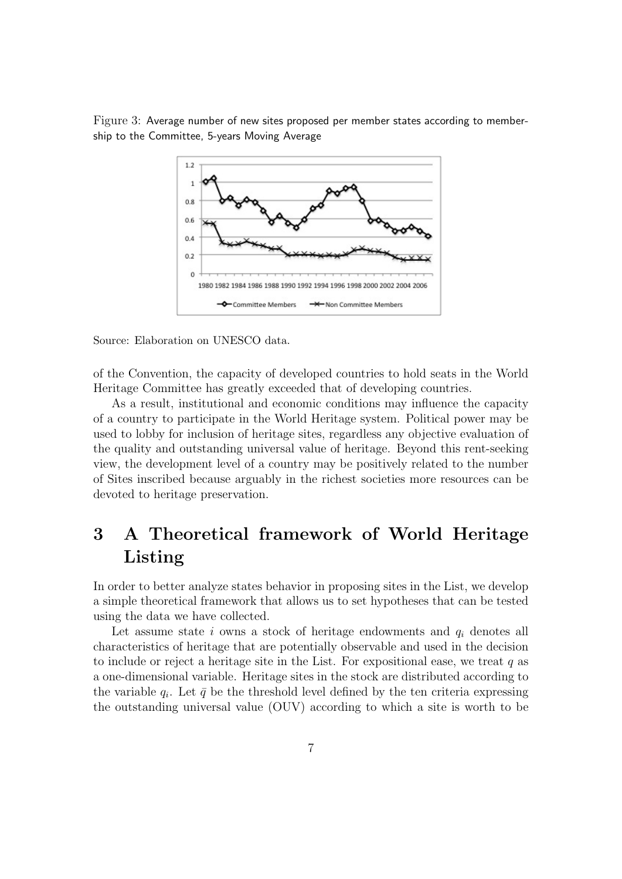Figure 3: Average number of new sites proposed per member states according to membership to the Committee, 5-years Moving Average

Source: Elaboration on UNESCO data.

of the Convention, the capacity of developed countries to hold seats in the World Heritage Committee has greatly exceeded that of developing countries.

As a result, institutional and economic conditions may influence the capacity of a country to participate in the World Heritage system. Political power may be used to lobby for inclusion of heritage sites, regardless any objective evaluation of the quality and outstanding universal value of heritage. Beyond this rent-seeking view, the development level of a country may be positively related to the number of Sites inscribed because arguably in the richest societies more resources can be devoted to heritage preservation.

# 3 A Theoretical framework of World Heritage Listing

In order to better analyze states behavior in proposing sites in the List, we develop a simple theoretical framework that allows us to set hypotheses that can be tested using the data we have collected.

Let assume state $i$ owns a stock of heritage endowments and $q_i$ denotes all characteristics of heritage that are potentially observable and used in the decision to include or reject a heritage site in the List. For expositional ease, we treat $q$ as a one-dimensional variable. Heritage sites in the stock are distributed according to the variable $q_i$. Let $\bar{q}$ be the threshold level defined by the ten criteria expressing the outstanding universal value (OUV) according to which a site is worth to be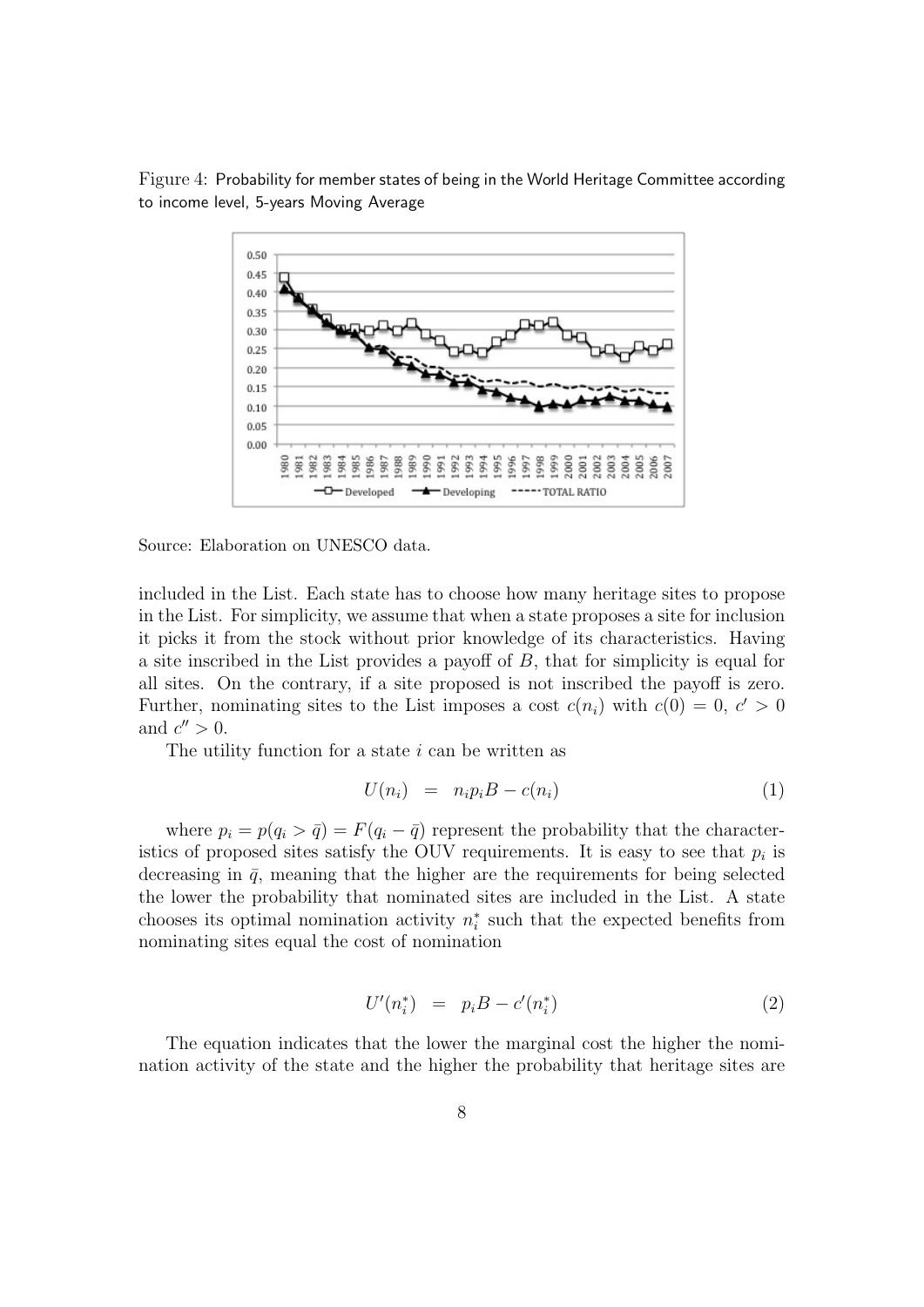Figure 4: Probability for member states of being in the World Heritage Committee according to income level, 5-years Moving Average

Source: Elaboration on UNESCO data.

included in the List. Each state has to choose how many heritage sites to propose in the List. For simplicity, we assume that when a state proposes a site for inclusion it picks it from the stock without prior knowledge of its characteristics. Having a site inscribed in the List provides a payoff of $B$, that for simplicity is equal for all sites. On the contrary, if a site proposed is not inscribed the payoff is zero. Further, nominating sites to the List imposes a cost $c(n_i)$ with $c(0) = 0$, $c' > 0$ and $c'' > 0$.

The utility function for a state $i$ can be written as

$$U(n_i) = n_i p_i B - c(n_i) \tag{1}$$

where $p_i = p(q_i > \bar{q}) = F(q_i - \bar{q})$ represent the probability that the characteristics of proposed sites satisfy the OUV requirements. It is easy to see that $p_i$ is decreasing in $\bar{q}$, meaning that the higher are the requirements for being selected the lower the probability that nominated sites are included in the List. A state chooses its optimal nomination activity $n_i^*$ such that the expected benefits from nominating sites equal the cost of nomination

$$U'(n_i^*) = p_i B - c'(n_i^*) \tag{2}$$

The equation indicates that the lower the marginal cost the higher the nomination activity of the state and the higher the probability that heritage sites are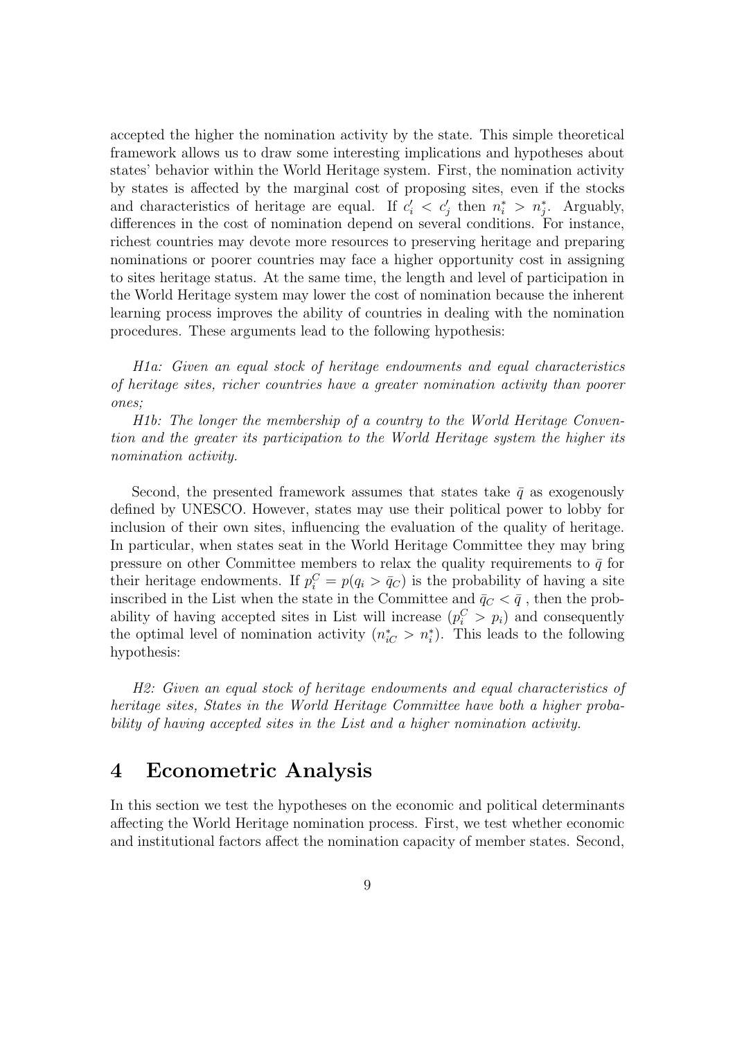accepted the higher the nomination activity by the state. This simple theoretical framework allows us to draw some interesting implications and hypotheses about states' behavior within the World Heritage system. First, the nomination activity by states is affected by the marginal cost of proposing sites, even if the stocks and characteristics of heritage are equal. If $c_i' < c_j'$ then $n_i^* > n_j^*$. Arguably, differences in the cost of nomination depend on several conditions. For instance, richest countries may devote more resources to preserving heritage and preparing nominations or poorer countries may face a higher opportunity cost in assigning to sites heritage status. At the same time, the length and level of participation in the World Heritage system may lower the cost of nomination because the inherent learning process improves the ability of countries in dealing with the nomination procedures. These arguments lead to the following hypothesis:

*H1a: Given an equal stock of heritage endowments and equal characteristics of heritage sites, richer countries have a greater nomination activity than poorer ones;*

*H1b: The longer the membership of a country to the World Heritage Convention and the greater its participation to the World Heritage system the higher its nomination activity.*

Second, the presented framework assumes that states take $\bar{q}$ as exogenously defined by UNESCO. However, states may use their political power to lobby for inclusion of their own sites, influencing the evaluation of the quality of heritage. In particular, when states seat in the World Heritage Committee they may bring pressure on other Committee members to relax the quality requirements to $\bar{q}$ for their heritage endowments. If $p_i^C = p(q_i > \bar{q}_C)$ is the probability of having a site inscribed in the List when the state in the Committee and $\bar{q}_C < \bar{q}$ , then the probability of having accepted sites in List will increase ($p_i^C > p_i$) and consequently the optimal level of nomination activity ($n_{iC}^* > n_i^*$). This leads to the following hypothesis:

*H2: Given an equal stock of heritage endowments and equal characteristics of heritage sites, States in the World Heritage Committee have both a higher probability of having accepted sites in the List and a higher nomination activity.*

# 4 Econometric Analysis

In this section we test the hypotheses on the economic and political determinants affecting the World Heritage nomination process. First, we test whether economic and institutional factors affect the nomination capacity of member states. Second,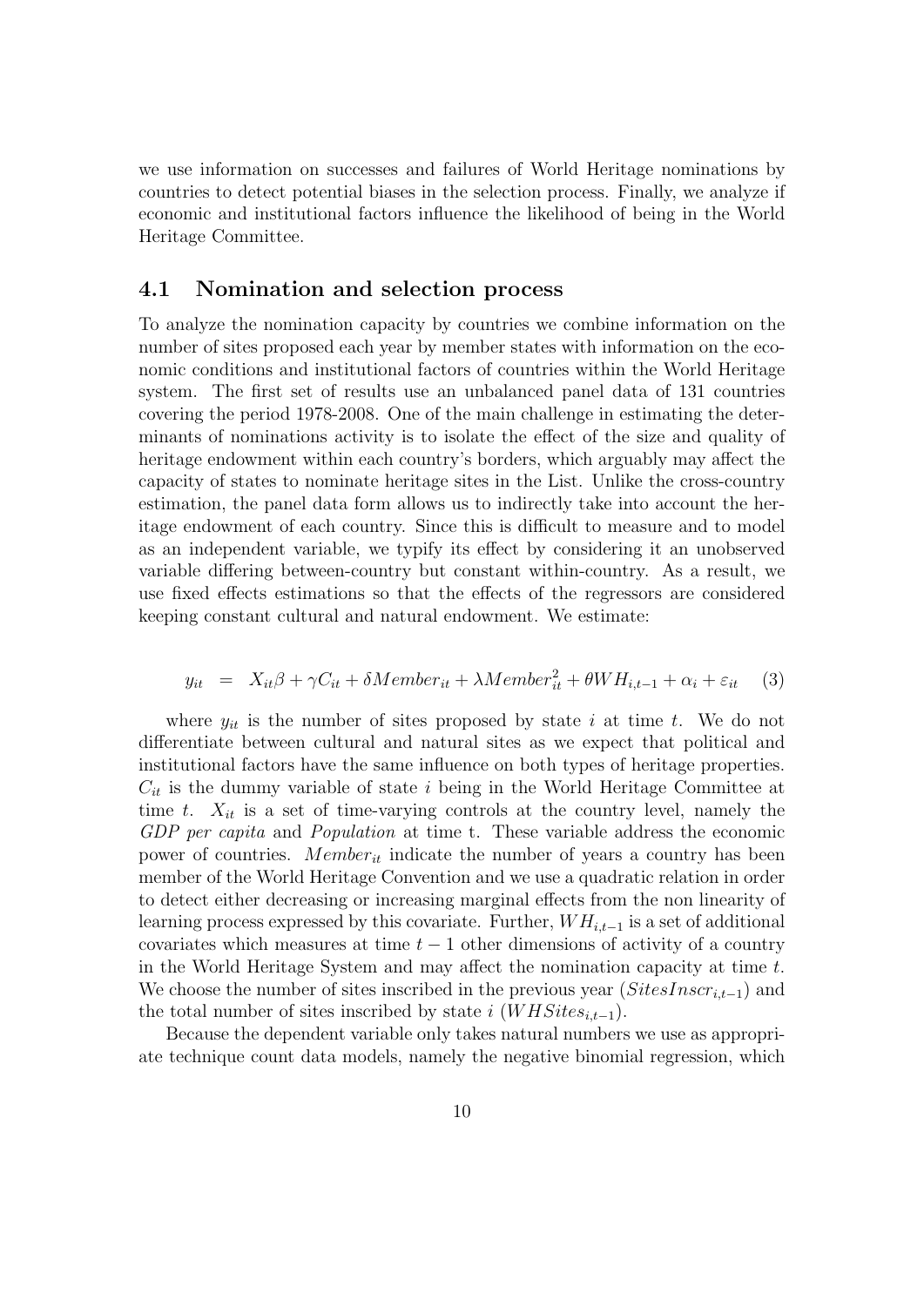we use information on successes and failures of World Heritage nominations by countries to detect potential biases in the selection process. Finally, we analyze if economic and institutional factors influence the likelihood of being in the World Heritage Committee.

## 4.1 Nomination and selection process

To analyze the nomination capacity by countries we combine information on the number of sites proposed each year by member states with information on the economic conditions and institutional factors of countries within the World Heritage system. The first set of results use an unbalanced panel data of 131 countries covering the period 1978-2008. One of the main challenge in estimating the determinants of nominations activity is to isolate the effect of the size and quality of heritage endowment within each country's borders, which arguably may affect the capacity of states to nominate heritage sites in the List. Unlike the cross-country estimation, the panel data form allows us to indirectly take into account the heritage endowment of each country. Since this is difficult to measure and to model as an independent variable, we typify its effect by considering it an unobserved variable differing between-country but constant within-country. As a result, we use fixed effects estimations so that the effects of the regressors are considered keeping constant cultural and natural endowment. We estimate:

$$y_{it} = X_{it}\beta + \gamma C_{it} + \delta Member_{it} + \lambda Member_{it}^2 + \theta WH_{i,t-1} + \alpha_i + \varepsilon_{it} \quad (3)$$

where $y_{it}$ is the number of sites proposed by state $i$ at time $t$. We do not differentiate between cultural and natural sites as we expect that political and institutional factors have the same influence on both types of heritage properties. $C_{it}$ is the dummy variable of state $i$ being in the World Heritage Committee at time $t$. $X_{it}$ is a set of time-varying controls at the country level, namely the *GDP per capita* and *Population* at time t. These variable address the economic power of countries. $Member_{it}$ indicate the number of years a country has been member of the World Heritage Convention and we use a quadratic relation in order to detect either decreasing or increasing marginal effects from the non linearity of learning process expressed by this covariate. Further, $WH_{i,t-1}$ is a set of additional covariates which measures at time $t-1$ other dimensions of activity of a country in the World Heritage System and may affect the nomination capacity at time $t$. We choose the number of sites inscribed in the previous year ($SitesInscr_{i,t-1}$) and the total number of sites inscribed by state $i$ ($WHSites_{i,t-1}$).

Because the dependent variable only takes natural numbers we use as appropriate technique count data models, namely the negative binomial regression, which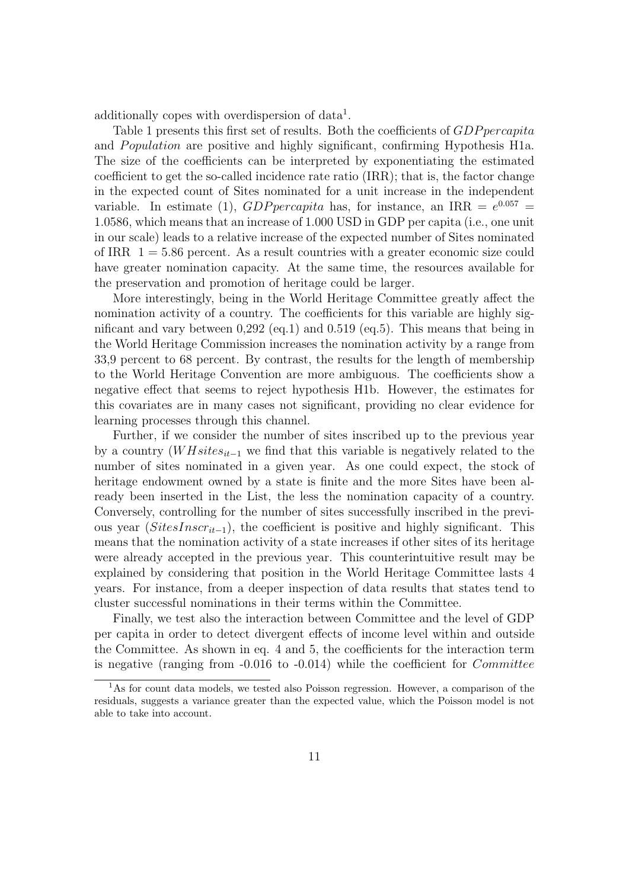additionally copes with overdispersion of data[1].

Table 1 presents this first set of results. Both the coefficients of *GDPpercapita* and *Population* are positive and highly significant, confirming Hypothesis H1a. The size of the coefficients can be interpreted by exponentiating the estimated coefficient to get the so-called incidence rate ratio (IRR); that is, the factor change in the expected count of Sites nominated for a unit increase in the independent variable. In estimate (1), *GDPpercapita* has, for instance, an IRR $= e^{0.057} = 1.0586$, which means that an increase of 1.000 USD in GDP per capita (i.e., one unit in our scale) leads to a relative increase of the expected number of Sites nominated of IRR $\;1 = 5.86$ percent. As a result countries with a greater economic size could have greater nomination capacity. At the same time, the resources available for the preservation and promotion of heritage could be larger.

More interestingly, being in the World Heritage Committee greatly affect the nomination activity of a country. The coefficients for this variable are highly significant and vary between 0,292 (eq.1) and 0.519 (eq.5). This means that being in the World Heritage Commission increases the nomination activity by a range from 33,9 percent to 68 percent. By contrast, the results for the length of membership to the World Heritage Convention are more ambiguous. The coefficients show a negative effect that seems to reject hypothesis H1b. However, the estimates for this covariates are in many cases not significant, providing no clear evidence for learning processes through this channel.

Further, if we consider the number of sites inscribed up to the previous year by a country ($WHsites_{it-1}$ we find that this variable is negatively related to the number of sites nominated in a given year. As one could expect, the stock of heritage endowment owned by a state is finite and the more Sites have been already been inserted in the List, the less the nomination capacity of a country. Conversely, controlling for the number of sites successfully inscribed in the previous year ($SitesInscr_{it-1}$), the coefficient is positive and highly significant. This means that the nomination activity of a state increases if other sites of its heritage were already accepted in the previous year. This counterintuitive result may be explained by considering that position in the World Heritage Committee lasts 4 years. For instance, from a deeper inspection of data results that states tend to cluster successful nominations in their terms within the Committee.

Finally, we test also the interaction between Committee and the level of GDP per capita in order to detect divergent effects of income level within and outside the Committee. As shown in eq. 4 and 5, the coefficients for the interaction term is negative (ranging from -0.016 to -0.014) while the coefficient for *Committee*

[1]As for count data models, we tested also Poisson regression. However, a comparison of the residuals, suggests a variance greater than the expected value, which the Poisson model is not able to take into account.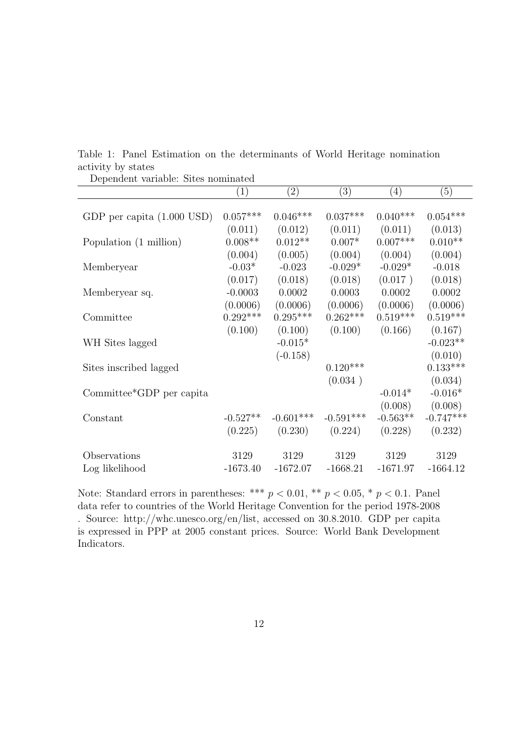Table 1: Panel Estimation on the determinants of World Heritage nomination activity by states

Dependent variable: Sites nominated

| | (1) | (2) | (3) | (4) | (5) |
|---|---|---|---|---|---|
| GDP per capita (1.000 USD) | 0.057*** | 0.046*** | 0.037*** | 0.040*** | 0.054*** |
| | (0.011) | (0.012) | (0.011) | (0.011) | (0.013) |
| Population (1 million) | 0.008** | 0.012** | 0.007* | 0.007*** | 0.010** |
| | (0.004) | (0.005) | (0.004) | (0.004) | (0.004) |
| Memberyear | -0.03* | -0.023 | -0.029* | -0.029* | -0.018 |
| | (0.017) | (0.018) | (0.018) | (0.017 ) | (0.018) |
| Memberyear sq. | -0.0003 | 0.0002 | 0.0003 | 0.0002 | 0.0002 |
| | (0.0006) | (0.0006) | (0.0006) | (0.0006) | (0.0006) |
| Committee | 0.292*** | 0.295*** | 0.262*** | 0.519*** | 0.519*** |
| | (0.100) | (0.100) | (0.100) | (0.166) | (0.167) |
| WH Sites lagged | | -0.015* | | | -0.023** |
| | | (-0.158) | | | (0.010) |
| Sites inscribed lagged | | | 0.120*** | | 0.133*** |
| | | | (0.034 ) | | (0.034) |
| Committee*GDP per capita | | | | -0.014* | -0.016* |
| | | | | (0.008) | (0.008) |
| Constant | -0.527** | -0.601*** | -0.591*** | -0.563** | -0.747*** |
| | (0.225) | (0.230) | (0.224) | (0.228) | (0.232) |
| Observations | 3129 | 3129 | 3129 | 3129 | 3129 |
| Log likelihood | -1673.40 | -1672.07 | -1668.21 | -1671.97 | -1664.12 |

Note: Standard errors in parentheses: *** $p < 0.01$, ** $p < 0.05$, * $p < 0.1$. Panel data refer to countries of the World Heritage Convention for the period 1978-2008 . Source: http://whc.unesco.org/en/list, accessed on 30.8.2010. GDP per capita is expressed in PPP at 2005 constant prices. Source: World Bank Development Indicators.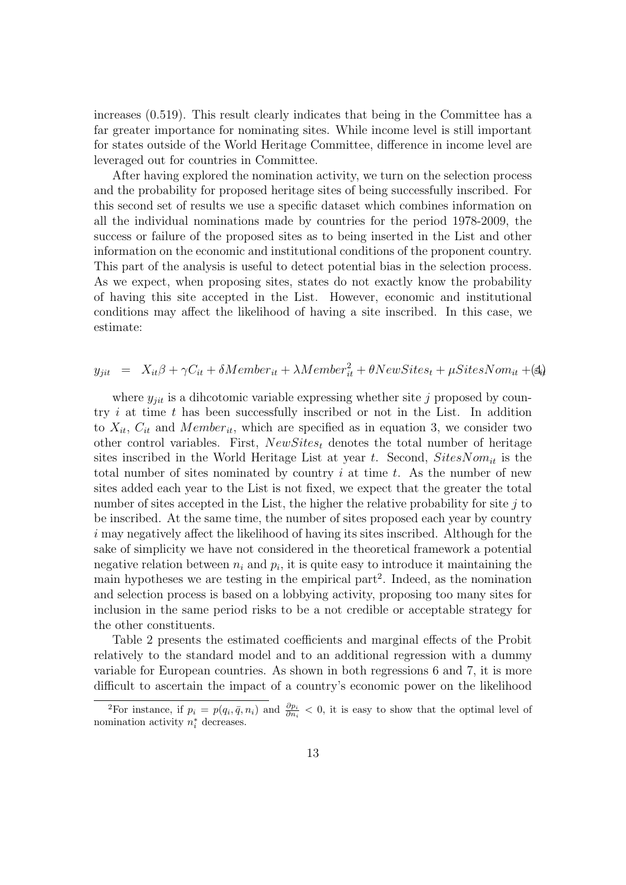increases (0.519). This result clearly indicates that being in the Committee has a far greater importance for nominating sites. While income level is still important for states outside of the World Heritage Committee, difference in income level are leveraged out for countries in Committee.

After having explored the nomination activity, we turn on the selection process and the probability for proposed heritage sites of being successfully inscribed. For this second set of results we use a specific dataset which combines information on all the individual nominations made by countries for the period 1978-2009, the success or failure of the proposed sites as to being inserted in the List and other information on the economic and institutional conditions of the proponent country. This part of the analysis is useful to detect potential bias in the selection process. As we expect, when proposing sites, states do not exactly know the probability of having this site accepted in the List. However, economic and institutional conditions may affect the likelihood of having a site inscribed. In this case, we estimate:

$$y_{jit} = X_{it}\beta + \gamma C_{it} + \delta Member_{it} + \lambda Member_{it}^2 + \theta NewSites_t + \mu SitesNom_{it} + \epsilon_{it} \quad (4)$$

where $y_{jit}$ is a dihcotomic variable expressing whether site $j$ proposed by country $i$ at time $t$ has been successfully inscribed or not in the List. In addition to $X_{it}$, $C_{it}$ and $Member_{it}$, which are specified as in equation 3, we consider two other control variables. First, $NewSites_t$ denotes the total number of heritage sites inscribed in the World Heritage List at year $t$. Second, $SitesNom_{it}$ is the total number of sites nominated by country $i$ at time $t$. As the number of new sites added each year to the List is not fixed, we expect that the greater the total number of sites accepted in the List, the higher the relative probability for site $j$ to be inscribed. At the same time, the number of sites proposed each year by country $i$ may negatively affect the likelihood of having its sites inscribed. Although for the sake of simplicity we have not considered in the theoretical framework a potential negative relation between $n_i$ and $p_i$, it is quite easy to introduce it maintaining the main hypotheses we are testing in the empirical part[2]. Indeed, as the nomination and selection process is based on a lobbying activity, proposing too many sites for inclusion in the same period risks to be a not credible or acceptable strategy for the other constituents.

Table 2 presents the estimated coefficients and marginal effects of the Probit relatively to the standard model and to an additional regression with a dummy variable for European countries. As shown in both regressions 6 and 7, it is more difficult to ascertain the impact of a country's economic power on the likelihood

[2] For instance, if $p_i = p(q_i, \bar{q}, n_i)$ and $\frac{\partial p_i}{\partial n_i} < 0$, it is easy to show that the optimal level of nomination activity $n_i^*$ decreases.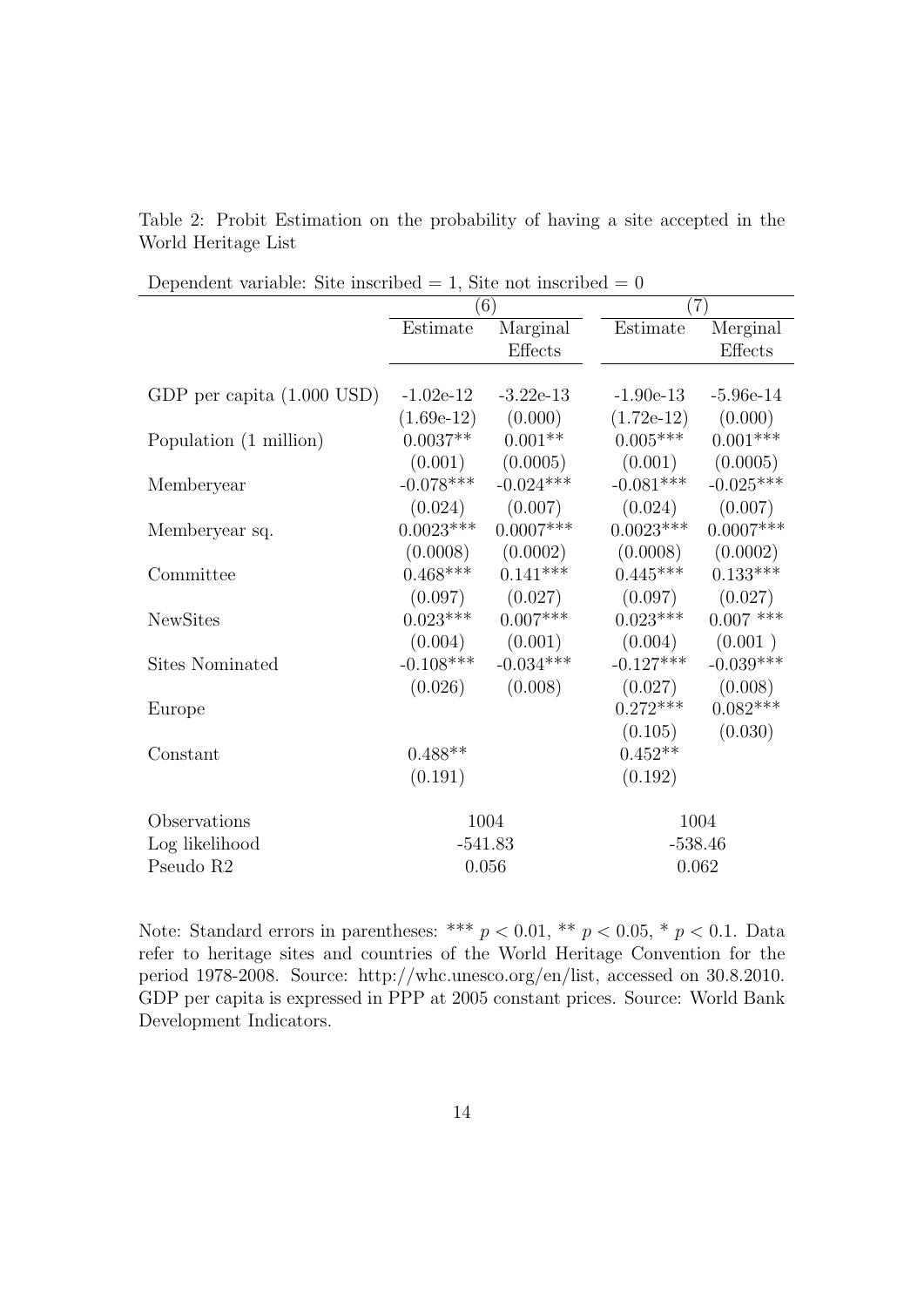Table 2: Probit Estimation on the probability of having a site accepted in the World Heritage List

Dependent variable: Site inscribed = 1, Site not inscribed = 0

| | (6) | | (7) | |
|---|---|---|---|---|
| | Estimate | Marginal Effects | Estimate | Merginal Effects |
| GDP per capita (1.000 USD) | -1.02e-12 | -3.22e-13 | -1.90e-13 | -5.96e-14 |
| | (1.69e-12) | (0.000) | (1.72e-12) | (0.000) |
| Population (1 million) | 0.0037** | 0.001** | 0.005*** | 0.001*** |
| | (0.001) | (0.0005) | (0.001) | (0.0005) |
| Memberyear | -0.078*** | -0.024*** | -0.081*** | -0.025*** |
| | (0.024) | (0.007) | (0.024) | (0.007) |
| Memberyear sq. | 0.0023*** | 0.0007*** | 0.0023*** | 0.0007*** |
| | (0.0008) | (0.0002) | (0.0008) | (0.0002) |
| Committee | 0.468*** | 0.141*** | 0.445*** | 0.133*** |
| | (0.097) | (0.027) | (0.097) | (0.027) |
| NewSites | 0.023*** | 0.007*** | 0.023*** | 0.007 *** |
| | (0.004) | (0.001) | (0.004) | (0.001 ) |
| Sites Nominated | -0.108*** | -0.034*** | -0.127*** | -0.039*** |
| | (0.026) | (0.008) | (0.027) | (0.008) |
| Europe | | | 0.272*** | 0.082*** |
| | | | (0.105) | (0.030) |
| Constant | 0.488** | | 0.452** | |
| | (0.191) | | (0.192) | |
| Observations | 1004 | | 1004 | |
| Log likelihood | -541.83 | | -538.46 | |
| Pseudo R2 | 0.056 | | 0.062 | |

Note: Standard errors in parentheses: *** $p < 0.01$, ** $p < 0.05$, * $p < 0.1$. Data refer to heritage sites and countries of the World Heritage Convention for the period 1978-2008. Source: http://whc.unesco.org/en/list, accessed on 30.8.2010. GDP per capita is expressed in PPP at 2005 constant prices. Source: World Bank Development Indicators.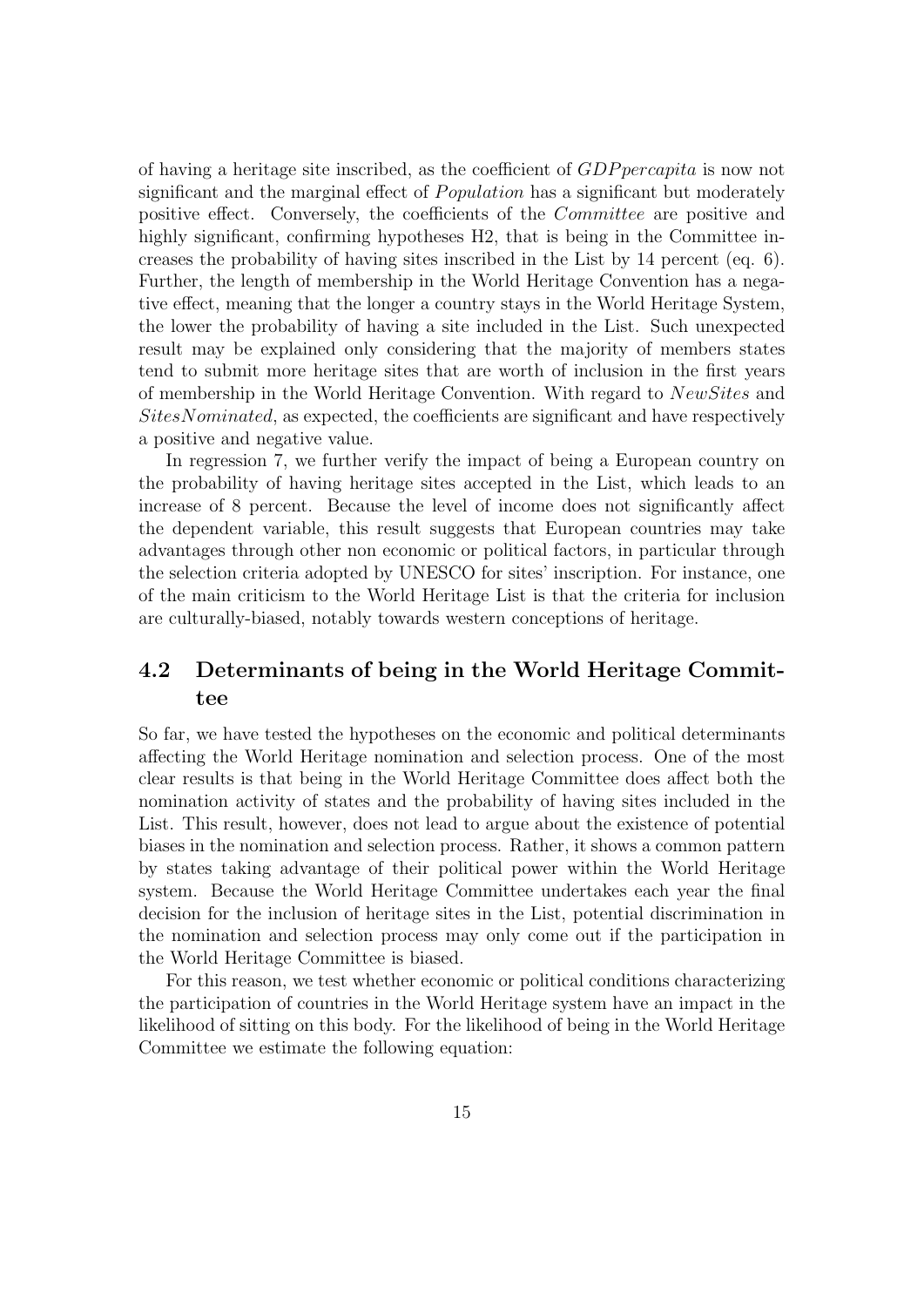of having a heritage site inscribed, as the coefficient of *GDPpercapita* is now not significant and the marginal effect of *Population* has a significant but moderately positive effect. Conversely, the coefficients of the *Committee* are positive and highly significant, confirming hypotheses H2, that is being in the Committee increases the probability of having sites inscribed in the List by 14 percent (eq. 6). Further, the length of membership in the World Heritage Convention has a negative effect, meaning that the longer a country stays in the World Heritage System, the lower the probability of having a site included in the List. Such unexpected result may be explained only considering that the majority of members states tend to submit more heritage sites that are worth of inclusion in the first years of membership in the World Heritage Convention. With regard to *NewSites* and *SitesNominated*, as expected, the coefficients are significant and have respectively a positive and negative value.

In regression 7, we further verify the impact of being a European country on the probability of having heritage sites accepted in the List, which leads to an increase of 8 percent. Because the level of income does not significantly affect the dependent variable, this result suggests that European countries may take advantages through other non economic or political factors, in particular through the selection criteria adopted by UNESCO for sites' inscription. For instance, one of the main criticism to the World Heritage List is that the criteria for inclusion are culturally-biased, notably towards western conceptions of heritage.

## 4.2 Determinants of being in the World Heritage Committee

So far, we have tested the hypotheses on the economic and political determinants affecting the World Heritage nomination and selection process. One of the most clear results is that being in the World Heritage Committee does affect both the nomination activity of states and the probability of having sites included in the List. This result, however, does not lead to argue about the existence of potential biases in the nomination and selection process. Rather, it shows a common pattern by states taking advantage of their political power within the World Heritage system. Because the World Heritage Committee undertakes each year the final decision for the inclusion of heritage sites in the List, potential discrimination in the nomination and selection process may only come out if the participation in the World Heritage Committee is biased.

For this reason, we test whether economic or political conditions characterizing the participation of countries in the World Heritage system have an impact in the likelihood of sitting on this body. For the likelihood of being in the World Heritage Committee we estimate the following equation: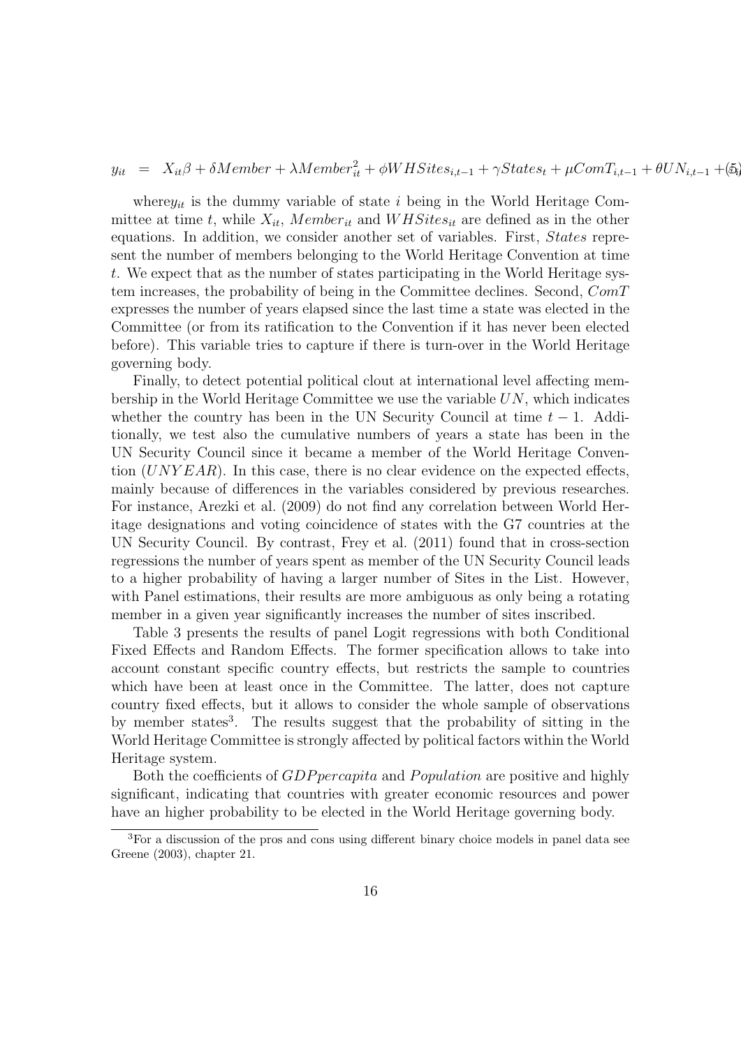$$y_{it} = X_{it}\beta + \delta Member + \lambda Member_{it}^2 + \phi WHSites_{i,t-1} + \gamma States_t + \mu ComT_{i,t-1} + \theta UN_{i,t-1} + \epsilon_{it} \quad (5)$$

where$y_{it}$ is the dummy variable of state $i$ being in the World Heritage Committee at time $t$, while $X_{it}$, $Member_{it}$ and $WHSites_{it}$ are defined as in the other equations. In addition, we consider another set of variables. First, $States$ represent the number of members belonging to the World Heritage Convention at time $t$. We expect that as the number of states participating in the World Heritage system increases, the probability of being in the Committee declines. Second, $ComT$ expresses the number of years elapsed since the last time a state was elected in the Committee (or from its ratification to the Convention if it has never been elected before). This variable tries to capture if there is turn-over in the World Heritage governing body.

Finally, to detect potential political clout at international level affecting membership in the World Heritage Committee we use the variable $UN$, which indicates whether the country has been in the UN Security Council at time $t-1$. Additionally, we test also the cumulative numbers of years a state has been in the UN Security Council since it became a member of the World Heritage Convention ($UNYEAR$). In this case, there is no clear evidence on the expected effects, mainly because of differences in the variables considered by previous researches. For instance, Arezki et al. (2009) do not find any correlation between World Heritage designations and voting coincidence of states with the G7 countries at the UN Security Council. By contrast, Frey et al. (2011) found that in cross-section regressions the number of years spent as member of the UN Security Council leads to a higher probability of having a larger number of Sites in the List. However, with Panel estimations, their results are more ambiguous as only being a rotating member in a given year significantly increases the number of sites inscribed.

Table 3 presents the results of panel Logit regressions with both Conditional Fixed Effects and Random Effects. The former specification allows to take into account constant specific country effects, but restricts the sample to countries which have been at least once in the Committee. The latter, does not capture country fixed effects, but it allows to consider the whole sample of observations by member states[3]. The results suggest that the probability of sitting in the World Heritage Committee is strongly affected by political factors within the World Heritage system.

Both the coefficients of $GDPpercapita$ and $Population$ are positive and highly significant, indicating that countries with greater economic resources and power have an higher probability to be elected in the World Heritage governing body.

[3]For a discussion of the pros and cons using different binary choice models in panel data see Greene (2003), chapter 21.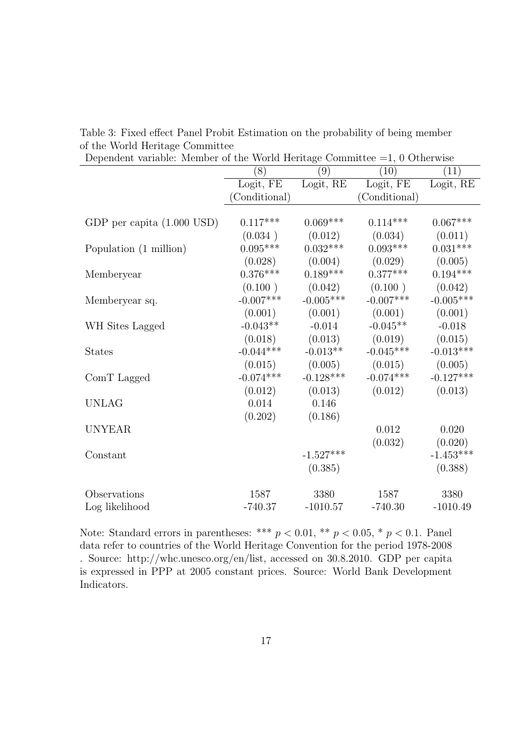Table 3: Fixed effect Panel Probit Estimation on the probability of being member of the World Heritage Committee

Dependent variable: Member of the World Heritage Committee =1, 0 Otherwise

| | (8) | (9) | (10) | (11) |
|---|---|---|---|---|
| | Logit, FE (Conditional) | Logit, RE | Logit, FE (Conditional) | Logit, RE |
| GDP per capita (1.000 USD) | 0.117*** | 0.069*** | 0.114*** | 0.067*** |
| | (0.034 ) | (0.012) | (0.034) | (0.011) |
| Population (1 million) | 0.095*** | 0.032*** | 0.093*** | 0.031*** |
| | (0.028) | (0.004) | (0.029) | (0.005) |
| Memberyear | 0.376*** | 0.189*** | 0.377*** | 0.194*** |
| | (0.100 ) | (0.042) | (0.100 ) | (0.042) |
| Memberyear sq. | -0.007*** | -0.005*** | -0.007*** | -0.005*** |
| | (0.001) | (0.001) | (0.001) | (0.001) |
| WH Sites Lagged | -0.043** | -0.014 | -0.045** | -0.018 |
| | (0.018) | (0.013) | (0.019) | (0.015) |
| States | -0.044*** | -0.013** | -0.045*** | -0.013*** |
| | (0.015) | (0.005) | (0.015) | (0.005) |
| ComT Lagged | -0.074*** | -0.128*** | -0.074*** | -0.127*** |
| | (0.012) | (0.013) | (0.012) | (0.013) |
| UNLAG | 0.014 | 0.146 | | |
| | (0.202) | (0.186) | | |
| UNYEAR | | | 0.012 | 0.020 |
| | | | (0.032) | (0.020) |
| Constant | | -1.527*** | | -1.453*** |
| | | (0.385) | | (0.388) |
| Observations | 1587 | 3380 | 1587 | 3380 |
| Log likelihood | -740.37 | -1010.57 | -740.30 | -1010.49 |

Note: Standard errors in parentheses: *** $p < 0.01$, ** $p < 0.05$, * $p < 0.1$. Panel data refer to countries of the World Heritage Convention for the period 1978-2008 . Source: http://whc.unesco.org/en/list, accessed on 30.8.2010. GDP per capita is expressed in PPP at 2005 constant prices. Source: World Bank Development Indicators.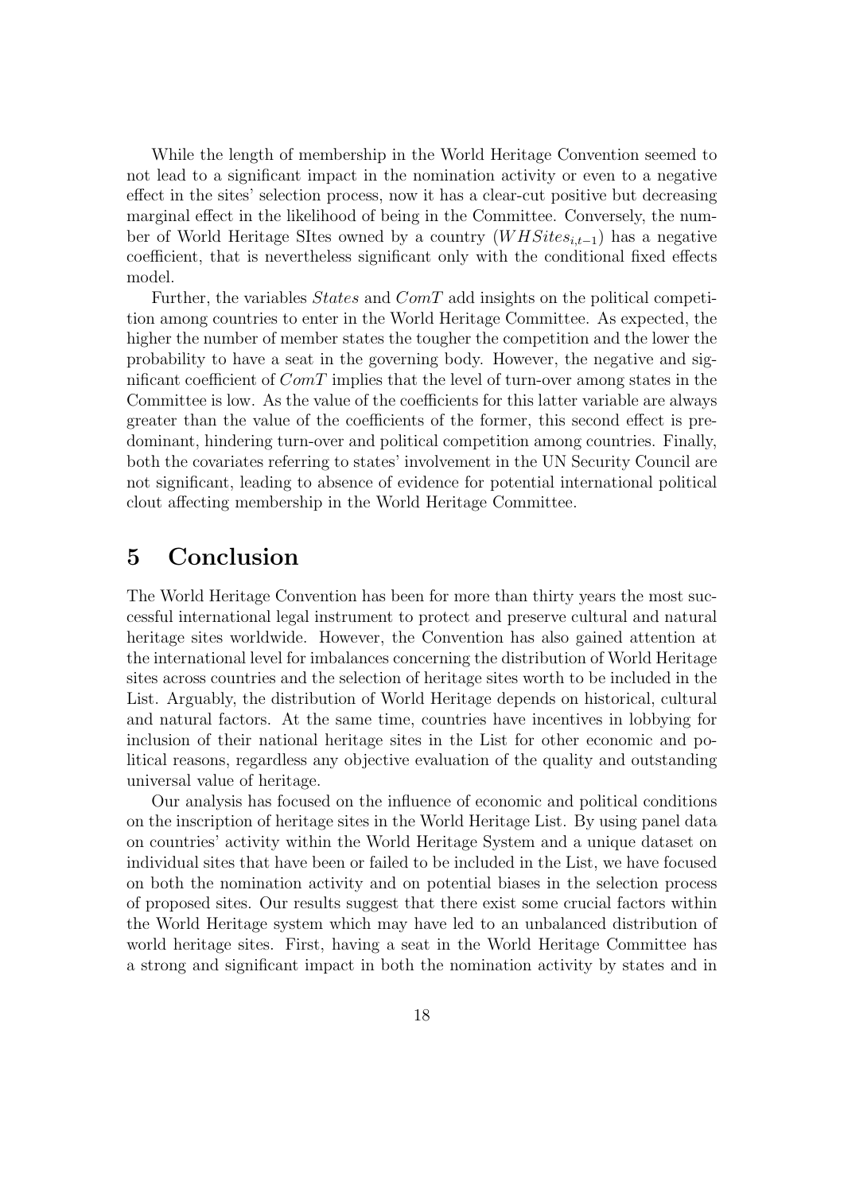While the length of membership in the World Heritage Convention seemed to not lead to a significant impact in the nomination activity or even to a negative effect in the sites' selection process, now it has a clear-cut positive but decreasing marginal effect in the likelihood of being in the Committee. Conversely, the number of World Heritage SItes owned by a country ($WHSites_{i,t-1}$) has a negative coefficient, that is nevertheless significant only with the conditional fixed effects model.

Further, the variables $States$ and $ComT$ add insights on the political competition among countries to enter in the World Heritage Committee. As expected, the higher the number of member states the tougher the competition and the lower the probability to have a seat in the governing body. However, the negative and significant coefficient of $ComT$ implies that the level of turn-over among states in the Committee is low. As the value of the coefficients for this latter variable are always greater than the value of the coefficients of the former, this second effect is predominant, hindering turn-over and political competition among countries. Finally, both the covariates referring to states' involvement in the UN Security Council are not significant, leading to absence of evidence for potential international political clout affecting membership in the World Heritage Committee.

# 5 Conclusion

The World Heritage Convention has been for more than thirty years the most successful international legal instrument to protect and preserve cultural and natural heritage sites worldwide. However, the Convention has also gained attention at the international level for imbalances concerning the distribution of World Heritage sites across countries and the selection of heritage sites worth to be included in the List. Arguably, the distribution of World Heritage depends on historical, cultural and natural factors. At the same time, countries have incentives in lobbying for inclusion of their national heritage sites in the List for other economic and political reasons, regardless any objective evaluation of the quality and outstanding universal value of heritage.

Our analysis has focused on the influence of economic and political conditions on the inscription of heritage sites in the World Heritage List. By using panel data on countries' activity within the World Heritage System and a unique dataset on individual sites that have been or failed to be included in the List, we have focused on both the nomination activity and on potential biases in the selection process of proposed sites. Our results suggest that there exist some crucial factors within the World Heritage system which may have led to an unbalanced distribution of world heritage sites. First, having a seat in the World Heritage Committee has a strong and significant impact in both the nomination activity by states and in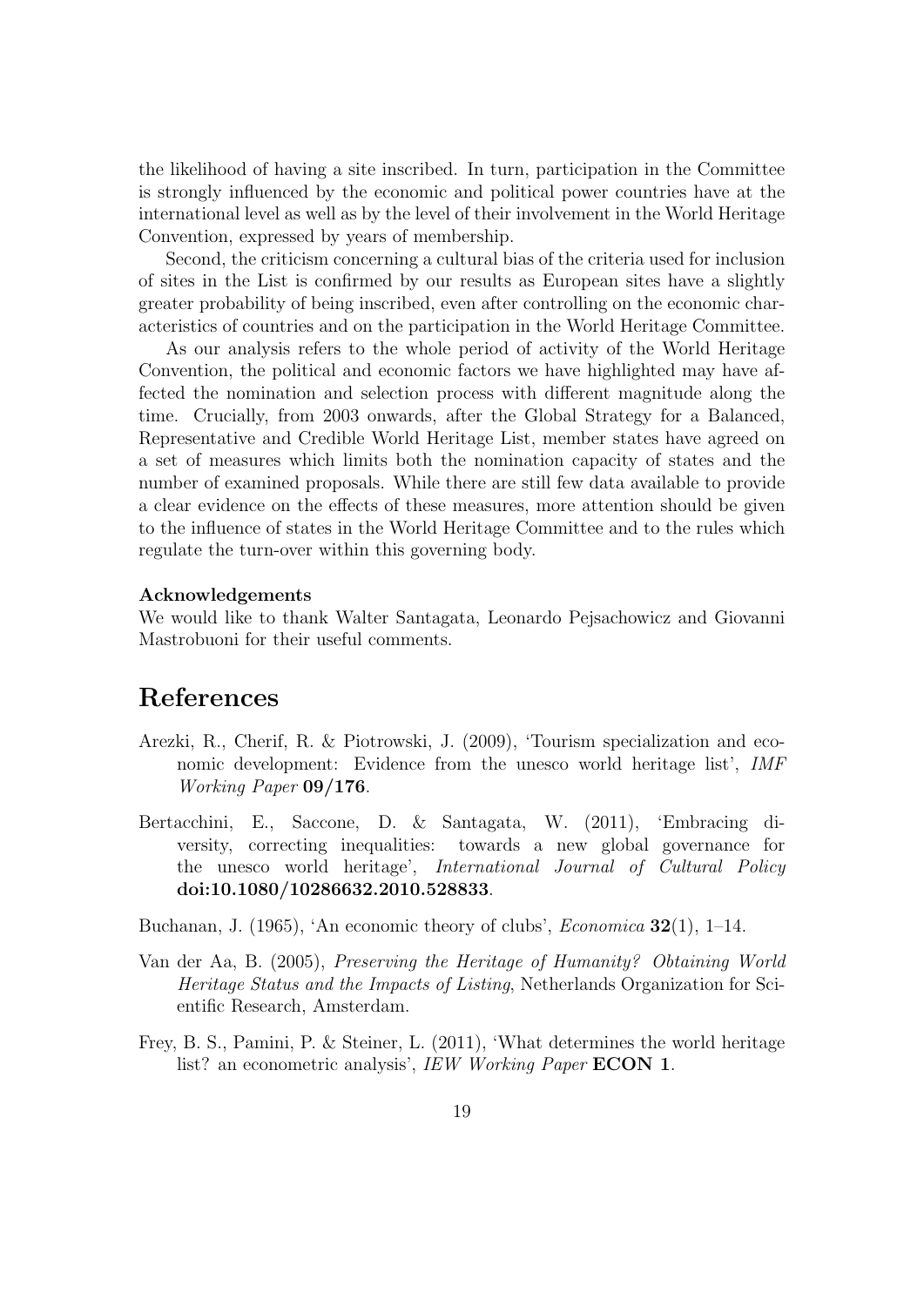the likelihood of having a site inscribed. In turn, participation in the Committee is strongly influenced by the economic and political power countries have at the international level as well as by the level of their involvement in the World Heritage Convention, expressed by years of membership.

Second, the criticism concerning a cultural bias of the criteria used for inclusion of sites in the List is confirmed by our results as European sites have a slightly greater probability of being inscribed, even after controlling on the economic characteristics of countries and on the participation in the World Heritage Committee.

As our analysis refers to the whole period of activity of the World Heritage Convention, the political and economic factors we have highlighted may have affected the nomination and selection process with different magnitude along the time. Crucially, from 2003 onwards, after the Global Strategy for a Balanced, Representative and Credible World Heritage List, member states have agreed on a set of measures which limits both the nomination capacity of states and the number of examined proposals. While there are still few data available to provide a clear evidence on the effects of these measures, more attention should be given to the influence of states in the World Heritage Committee and to the rules which regulate the turn-over within this governing body.

**Acknowledgements**

We would like to thank Walter Santagata, Leonardo Pejsachowicz and Giovanni Mastrobuoni for their useful comments.

# References

Arezki, R., Cherif, R. & Piotrowski, J. (2009), 'Tourism specialization and economic development: Evidence from the unesco world heritage list', *IMF Working Paper* **09/176**.

Bertacchini, E., Saccone, D. & Santagata, W. (2011), 'Embracing diversity, correcting inequalities: towards a new global governance for the unesco world heritage', *International Journal of Cultural Policy* **doi:10.1080/10286632.2010.528833**.

Buchanan, J. (1965), 'An economic theory of clubs', *Economica* **32**(1), 1–14.

Van der Aa, B. (2005), *Preserving the Heritage of Humanity? Obtaining World Heritage Status and the Impacts of Listing*, Netherlands Organization for Scientific Research, Amsterdam.

Frey, B. S., Pamini, P. & Steiner, L. (2011), 'What determines the world heritage list? an econometric analysis', *IEW Working Paper* **ECON 1**.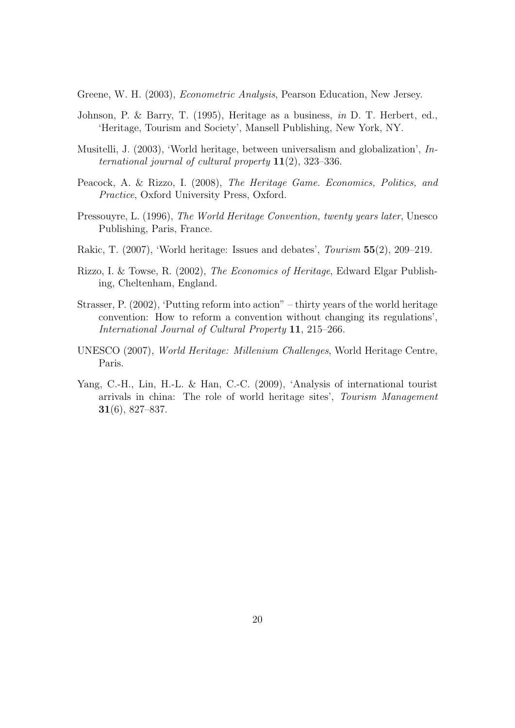Greene, W. H. (2003), *Econometric Analysis*, Pearson Education, New Jersey.

Johnson, P. & Barry, T. (1995), Heritage as a business, *in* D. T. Herbert, ed., 'Heritage, Tourism and Society', Mansell Publishing, New York, NY.

Musitelli, J. (2003), 'World heritage, between universalism and globalization', *International journal of cultural property* **11**(2), 323–336.

Peacock, A. & Rizzo, I. (2008), *The Heritage Game. Economics, Politics, and Practice*, Oxford University Press, Oxford.

Pressouyre, L. (1996), *The World Heritage Convention, twenty years later*, Unesco Publishing, Paris, France.

Rakic, T. (2007), 'World heritage: Issues and debates', *Tourism* **55**(2), 209–219.

Rizzo, I. & Towse, R. (2002), *The Economics of Heritage*, Edward Elgar Publishing, Cheltenham, England.

Strasser, P. (2002), 'Putting reform into action" – thirty years of the world heritage convention: How to reform a convention without changing its regulations', *International Journal of Cultural Property* **11**, 215–266.

UNESCO (2007), *World Heritage: Millenium Challenges*, World Heritage Centre, Paris.

Yang, C.-H., Lin, H.-L. & Han, C.-C. (2009), 'Analysis of international tourist arrivals in china: The role of world heritage sites', *Tourism Management* **31**(6), 827–837.